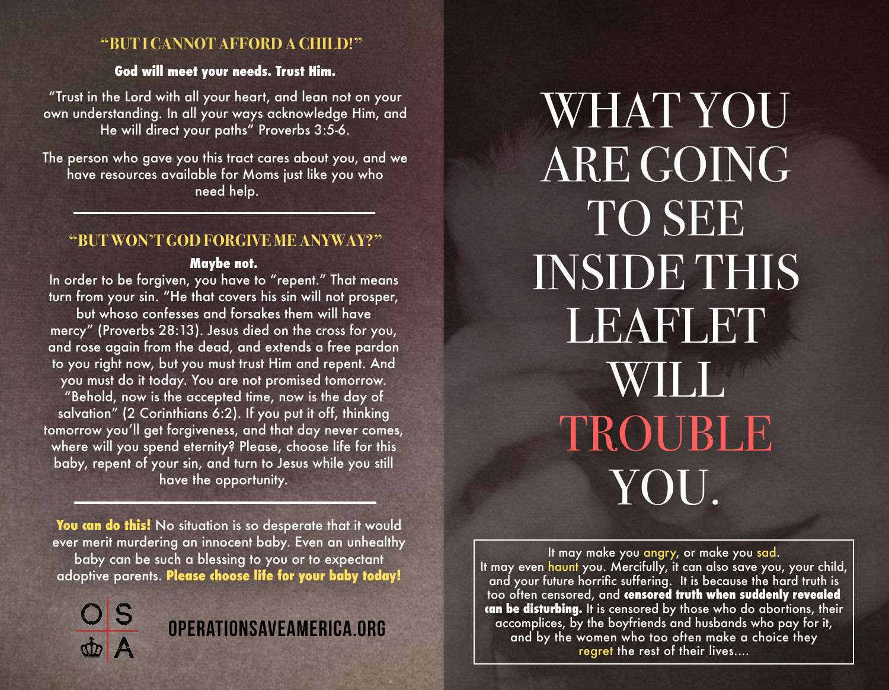## "BUT I CANNOT AFFORD A CHILD!"

**God will meet your needs. Trust Him.**

"Trust in the Lord with all your heart, and lean not on your own understanding. In all your ways acknowledge Him, and He will direct your paths" Proverbs 3:5-6.

The person who gave you this tract cares about you, and we have resources available for Moms just like you who need help.

---

## "BUT WON'T GOD FORGIVE ME ANYWAY?"

**Maybe not.**

In order to be forgiven, you have to "repent." That means turn from your sin. "He that covers his sin will not prosper, but whoso confesses and forsakes them will have mercy" (Proverbs 28:13). Jesus died on the cross for you, and rose again from the dead, and extends a free pardon to you right now, but you must trust Him and repent. And you must do it today. You are not promised tomorrow. "Behold, now is the accepted time, now is the day of salvation" (2 Corinthians 6:2). If you put it off, thinking tomorrow you'll get forgiveness, and that day never comes, where will you spend eternity? Please, choose life for this baby, repent of your sin, and turn to Jesus while you still have the opportunity.

---

**You can do this!** No situation is so desperate that it would ever merit murdering an innocent baby. Even an unhealthy baby can be such a blessing to you or to expectant adoptive parents. **Please choose life for your baby today!**

O S A

OPERATIONSAVEAMERICA.ORG

# WHAT YOU ARE GOING TO SEE INSIDE THIS LEAFLET WILL TROUBLE YOU.

It may make you angry, or make you sad. It may even haunt you. Mercifully, it can also save you, your child, and your future horrific suffering. It is because the hard truth is too often censored, and **censored truth when suddenly revealed can be disturbing.** It is censored by those who do abortions, their accomplices, by the boyfriends and husbands who pay for it, and by the women who too often make a choice they regret the rest of their lives....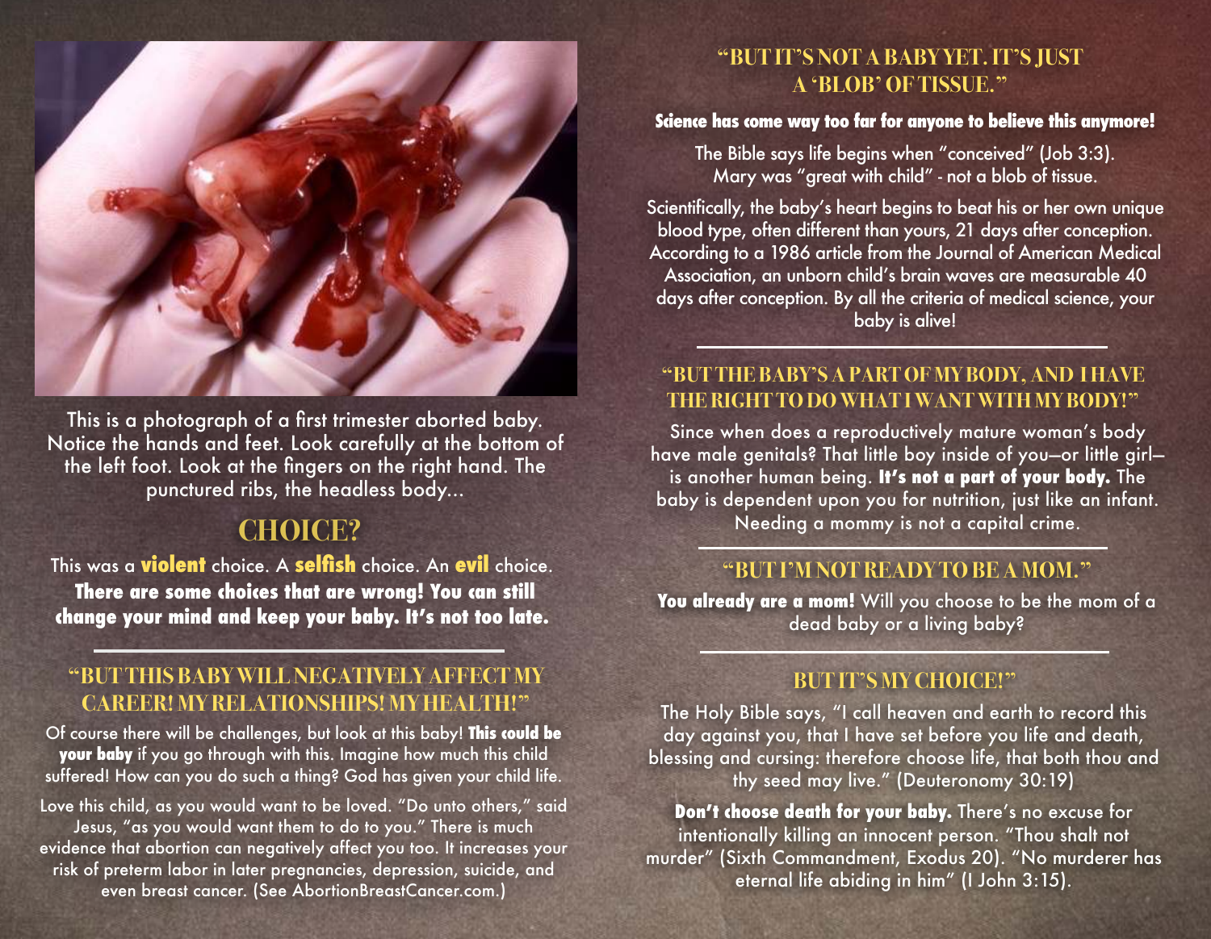This is a photograph of a first trimester aborted baby. Notice the hands and feet. Look carefully at the bottom of the left foot. Look at the fingers on the right hand. The punctured ribs, the headless body...

## CHOICE?

This was a **violent** choice. A **selfish** choice. An **evil** choice. **There are some choices that are wrong! You can still change your mind and keep your baby. It's not too late.**

### "BUT THIS BABY WILL NEGATIVELY AFFECT MY CAREER! MY RELATIONSHIPS! MY HEALTH!"

Of course there will be challenges, but look at this baby! **This could be your baby** if you go through with this. Imagine how much this child suffered! How can you do such a thing? God has given your child life.

Love this child, as you would want to be loved. "Do unto others," said Jesus, "as you would want them to do to you." There is much evidence that abortion can negatively affect you too. It increases your risk of preterm labor in later pregnancies, depression, suicide, and even breast cancer. (See AbortionBreastCancer.com.)

### "BUT IT'S NOT A BABY YET. IT'S JUST A 'BLOB' OF TISSUE."

**Science has come way too far for anyone to believe this anymore!**

The Bible says life begins when "conceived" (Job 3:3). Mary was "great with child" - not a blob of tissue.

Scientifically, the baby's heart begins to beat his or her own unique blood type, often different than yours, 21 days after conception. According to a 1986 article from the Journal of American Medical Association, an unborn child's brain waves are measurable 40 days after conception. By all the criteria of medical science, your baby is alive!

### "BUT THE BABY'S A PART OF MY BODY, AND I HAVE THE RIGHT TO DO WHAT I WANT WITH MY BODY!"

Since when does a reproductively mature woman's body have male genitals? That little boy inside of you—or little girl—is another human being. **It's not a part of your body.** The baby is dependent upon you for nutrition, just like an infant. Needing a mommy is not a capital crime.

### "BUT I'M NOT READY TO BE A MOM."

**You already are a mom!** Will you choose to be the mom of a dead baby or a living baby?

### BUT IT'S MY CHOICE!"

The Holy Bible says, "I call heaven and earth to record this day against you, that I have set before you life and death, blessing and cursing: therefore choose life, that both thou and thy seed may live." (Deuteronomy 30:19)

**Don't choose death for your baby.** There's no excuse for intentionally killing an innocent person. "Thou shalt not murder" (Sixth Commandment, Exodus 20). "No murderer has eternal life abiding in him" (I John 3:15).